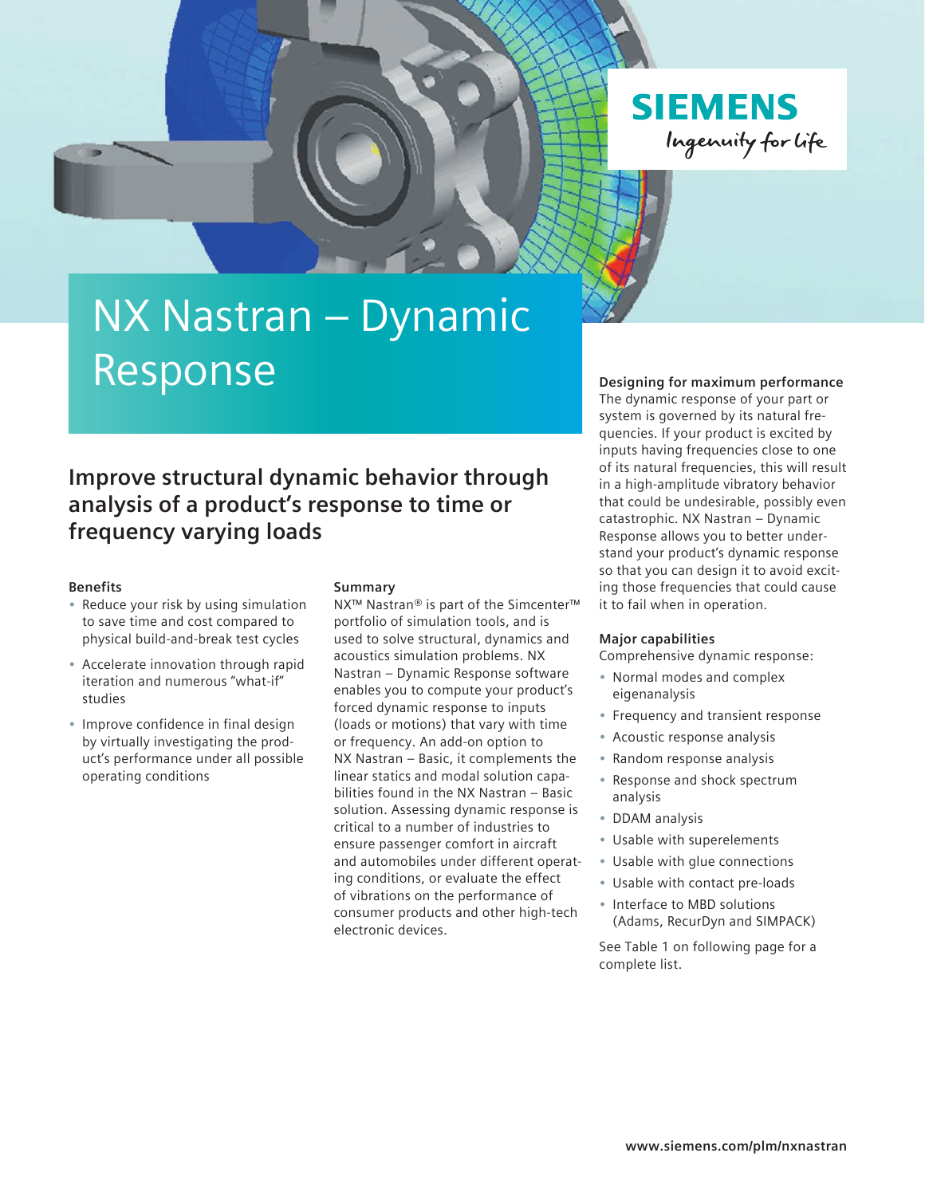SIEMENS

Ingenuity for life

# NX Nastran – Dynamic Response

## Improve structural dynamic behavior through analysis of a product's response to time or frequency varying loads

### Benefits

- Reduce your risk by using simulation to save time and cost compared to physical build-and-break test cycles
- Accelerate innovation through rapid iteration and numerous "what-if" studies
- Improve confidence in final design by virtually investigating the product's performance under all possible operating conditions

### Summary

NX™ Nastran® is part of the Simcenter™ portfolio of simulation tools, and is used to solve structural, dynamics and acoustics simulation problems. NX Nastran – Dynamic Response software enables you to compute your product's forced dynamic response to inputs (loads or motions) that vary with time or frequency. An add-on option to NX Nastran – Basic, it complements the linear statics and modal solution capabilities found in the NX Nastran – Basic solution. Assessing dynamic response is critical to a number of industries to ensure passenger comfort in aircraft and automobiles under different operating conditions, or evaluate the effect of vibrations on the performance of consumer products and other high-tech electronic devices.

### Designing for maximum performance

The dynamic response of your part or system is governed by its natural frequencies. If your product is excited by inputs having frequencies close to one of its natural frequencies, this will result in a high-amplitude vibratory behavior that could be undesirable, possibly even catastrophic. NX Nastran – Dynamic Response allows you to better understand your product's dynamic response so that you can design it to avoid exciting those frequencies that could cause it to fail when in operation.

### Major capabilities

Comprehensive dynamic response:

- Normal modes and complex eigenanalysis
- Frequency and transient response
- Acoustic response analysis
- Random response analysis
- Response and shock spectrum analysis
- DDAM analysis
- Usable with superelements
- Usable with glue connections
- Usable with contact pre-loads
- Interface to MBD solutions (Adams, RecurDyn and SIMPACK)

See Table 1 on following page for a complete list.

www.siemens.com/plm/nxnastran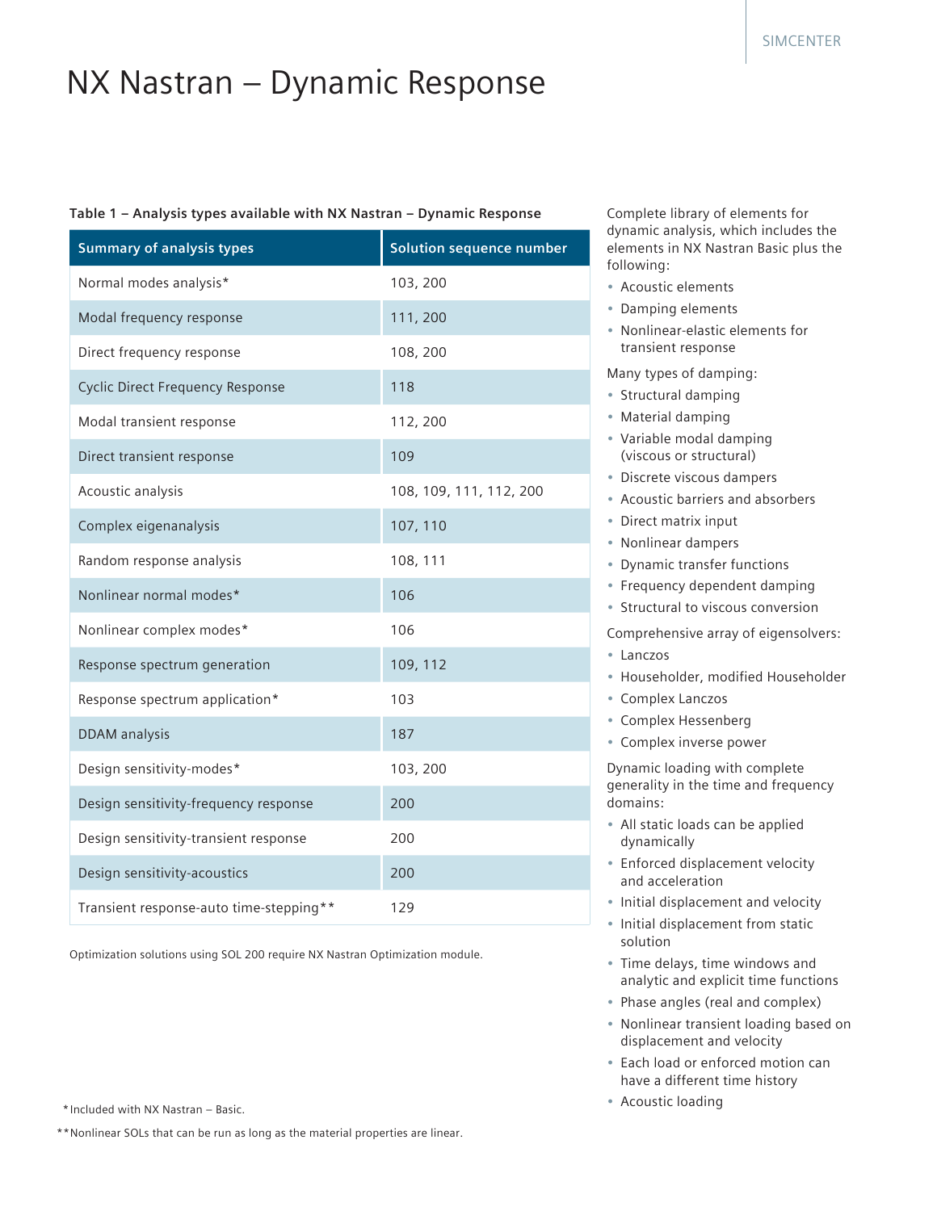# NX Nastran – Dynamic Response

**Table 1 – Analysis types available with NX Nastran – Dynamic Response**

| Summary of analysis types | Solution sequence number |
|---|---|
| Normal modes analysis* | 103, 200 |
| Modal frequency response | 111, 200 |
| Direct frequency response | 108, 200 |
| Cyclic Direct Frequency Response | 118 |
| Modal transient response | 112, 200 |
| Direct transient response | 109 |
| Acoustic analysis | 108, 109, 111, 112, 200 |
| Complex eigenanalysis | 107, 110 |
| Random response analysis | 108, 111 |
| Nonlinear normal modes* | 106 |
| Nonlinear complex modes* | 106 |
| Response spectrum generation | 109, 112 |
| Response spectrum application* | 103 |
| DDAM analysis | 187 |
| Design sensitivity-modes* | 103, 200 |
| Design sensitivity-frequency response | 200 |
| Design sensitivity-transient response | 200 |
| Design sensitivity-acoustics | 200 |
| Transient response-auto time-stepping** | 129 |

Optimization solutions using SOL 200 require NX Nastran Optimization module.

*Included with NX Nastran – Basic.

**Nonlinear SOLs that can be run as long as the material properties are linear.

Complete library of elements for dynamic analysis, which includes the elements in NX Nastran Basic plus the following:

- Acoustic elements
- Damping elements
- Nonlinear-elastic elements for transient response

Many types of damping:

- Structural damping
- Material damping
- Variable modal damping (viscous or structural)
- Discrete viscous dampers
- Acoustic barriers and absorbers
- Direct matrix input
- Nonlinear dampers
- Dynamic transfer functions
- Frequency dependent damping
- Structural to viscous conversion

Comprehensive array of eigensolvers:

- Lanczos
- Householder, modified Householder
- Complex Lanczos
- Complex Hessenberg
- Complex inverse power

Dynamic loading with complete generality in the time and frequency domains:

- All static loads can be applied dynamically
- Enforced displacement velocity and acceleration
- Initial displacement and velocity
- Initial displacement from static solution
- Time delays, time windows and analytic and explicit time functions
- Phase angles (real and complex)
- Nonlinear transient loading based on displacement and velocity
- Each load or enforced motion can have a different time history
- Acoustic loading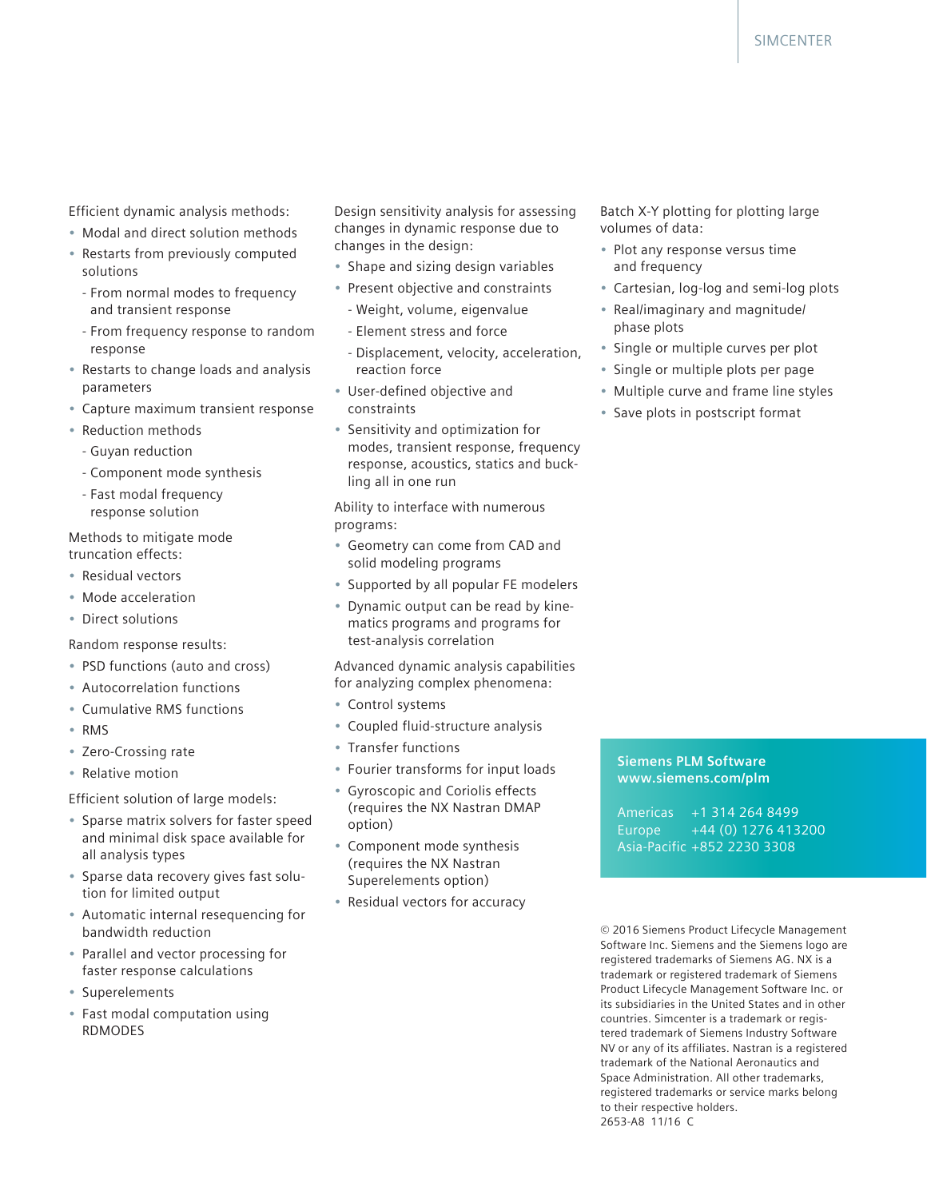Efficient dynamic analysis methods:

- Modal and direct solution methods
- Restarts from previously computed solutions
  - From normal modes to frequency and transient response
  - From frequency response to random response
- Restarts to change loads and analysis parameters
- Capture maximum transient response
- Reduction methods
  - Guyan reduction
  - Component mode synthesis
  - Fast modal frequency response solution

Methods to mitigate mode truncation effects:

- Residual vectors
- Mode acceleration
- Direct solutions

Random response results:

- PSD functions (auto and cross)
- Autocorrelation functions
- Cumulative RMS functions
- RMS
- Zero-Crossing rate
- Relative motion

Efficient solution of large models:

- Sparse matrix solvers for faster speed and minimal disk space available for all analysis types
- Sparse data recovery gives fast solution for limited output
- Automatic internal resequencing for bandwidth reduction
- Parallel and vector processing for faster response calculations
- Superelements
- Fast modal computation using RDMODES

Design sensitivity analysis for assessing changes in dynamic response due to changes in the design:

- Shape and sizing design variables
- Present objective and constraints
  - Weight, volume, eigenvalue
  - Element stress and force
  - Displacement, velocity, acceleration, reaction force
- User-defined objective and constraints
- Sensitivity and optimization for modes, transient response, frequency response, acoustics, statics and buckling all in one run

Ability to interface with numerous programs:

- Geometry can come from CAD and solid modeling programs
- Supported by all popular FE modelers
- Dynamic output can be read by kinematics programs and programs for test-analysis correlation

Advanced dynamic analysis capabilities for analyzing complex phenomena:

- Control systems
- Coupled fluid-structure analysis
- Transfer functions
- Fourier transforms for input loads
- Gyroscopic and Coriolis effects (requires the NX Nastran DMAP option)
- Component mode synthesis (requires the NX Nastran Superelements option)
- Residual vectors for accuracy

Batch X-Y plotting for plotting large volumes of data:

- Plot any response versus time and frequency
- Cartesian, log-log and semi-log plots
- Real/imaginary and magnitude/phase plots
- Single or multiple curves per plot
- Single or multiple plots per page
- Multiple curve and frame line styles
- Save plots in postscript format

**Siemens PLM Software**
**www.siemens.com/plm**

Americas +1 314 264 8499
Europe +44 (0) 1276 413200
Asia-Pacific +852 2230 3308

© 2016 Siemens Product Lifecycle Management Software Inc. Siemens and the Siemens logo are registered trademarks of Siemens AG. NX is a trademark or registered trademark of Siemens Product Lifecycle Management Software Inc. or its subsidiaries in the United States and in other countries. Simcenter is a trademark or registered trademark of Siemens Industry Software NV or any of its affiliates. Nastran is a registered trademark of the National Aeronautics and Space Administration. All other trademarks, registered trademarks or service marks belong to their respective holders.
2653-A8 11/16 C